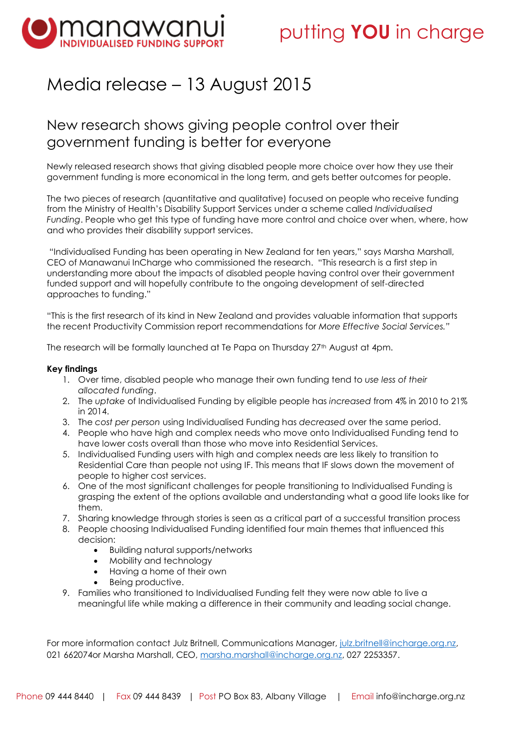manawanui INDIVIDUALISED FUNDING SUPPORT

putting **YOU** in charge

# Media release – 13 August 2015

## New research shows giving people control over their government funding is better for everyone

Newly released research shows that giving disabled people more choice over how they use their government funding is more economical in the long term, and gets better outcomes for people.

The two pieces of research (quantitative and qualitative) focused on people who receive funding from the Ministry of Health's Disability Support Services under a scheme called *Individualised Funding*. People who get this type of funding have more control and choice over when, where, how and who provides their disability support services.

"Individualised Funding has been operating in New Zealand for ten years," says Marsha Marshall, CEO of Manawanui InCharge who commissioned the research. "This research is a first step in understanding more about the impacts of disabled people having control over their government funded support and will hopefully contribute to the ongoing development of self-directed approaches to funding."

"This is the first research of its kind in New Zealand and provides valuable information that supports the recent Productivity Commission report recommendations for *More Effective Social Services."*

The research will be formally launched at Te Papa on Thursday 27th August at 4pm.

**Key findings**

1. Over time, disabled people who manage their own funding tend to *use less of their allocated funding*.
2. The *uptake* of Individualised Funding by eligible people has *increased* from 4% in 2010 to 21% in 2014.
3. The *cost per person* using Individualised Funding has *decreased* over the same period.
4. People who have high and complex needs who move onto Individualised Funding tend to have lower costs overall than those who move into Residential Services.
5. Individualised Funding users with high and complex needs are less likely to transition to Residential Care than people not using IF. This means that IF slows down the movement of people to higher cost services.
6. One of the most significant challenges for people transitioning to Individualised Funding is grasping the extent of the options available and understanding what a good life looks like for them.
7. Sharing knowledge through stories is seen as a critical part of a successful transition process
8. People choosing Individualised Funding identified four main themes that influenced this decision:
   - Building natural supports/networks
   - Mobility and technology
   - Having a home of their own
   - Being productive.
9. Families who transitioned to Individualised Funding felt they were now able to live a meaningful life while making a difference in their community and leading social change.

For more information contact Julz Britnell, Communications Manager, julz.britnell@incharge.org.nz, 021 662074or Marsha Marshall, CEO, marsha.marshall@incharge.org.nz, 027 2253357.

Phone 09 444 8440 | Fax 09 444 8439 | Post PO Box 83, Albany Village | Email info@incharge.org.nz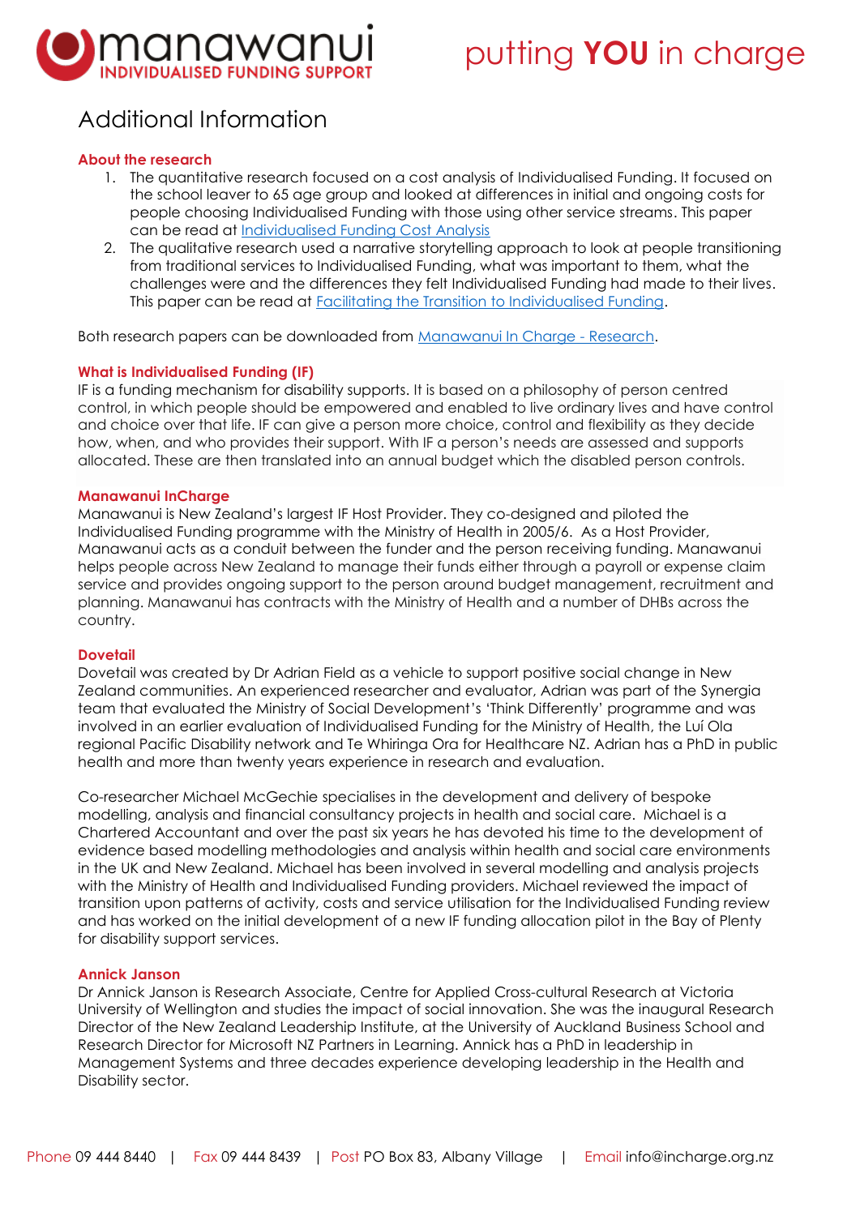# Additional Information

**About the research**

1. The quantitative research focused on a cost analysis of Individualised Funding. It focused on the school leaver to 65 age group and looked at differences in initial and ongoing costs for people choosing Individualised Funding with those using other service streams. This paper can be read at [Individualised Funding Cost Analysis]
2. The qualitative research used a narrative storytelling approach to look at people transitioning from traditional services to Individualised Funding, what was important to them, what the challenges were and the differences they felt Individualised Funding had made to their lives. This paper can be read at [Facilitating the Transition to Individualised Funding].

Both research papers can be downloaded from [Manawanui In Charge - Research].

**What is Individualised Funding (IF)**

IF is a funding mechanism for disability supports. It is based on a philosophy of person centred control, in which people should be empowered and enabled to live ordinary lives and have control and choice over that life. IF can give a person more choice, control and flexibility as they decide how, when, and who provides their support. With IF a person's needs are assessed and supports allocated. These are then translated into an annual budget which the disabled person controls.

**Manawanui InCharge**

Manawanui is New Zealand's largest IF Host Provider. They co-designed and piloted the Individualised Funding programme with the Ministry of Health in 2005/6. As a Host Provider, Manawanui acts as a conduit between the funder and the person receiving funding. Manawanui helps people across New Zealand to manage their funds either through a payroll or expense claim service and provides ongoing support to the person around budget management, recruitment and planning. Manawanui has contracts with the Ministry of Health and a number of DHBs across the country.

**Dovetail**

Dovetail was created by Dr Adrian Field as a vehicle to support positive social change in New Zealand communities. An experienced researcher and evaluator, Adrian was part of the Synergia team that evaluated the Ministry of Social Development's 'Think Differently' programme and was involved in an earlier evaluation of Individualised Funding for the Ministry of Health, the Luí Ola regional Pacific Disability network and Te Whiringa Ora for Healthcare NZ. Adrian has a PhD in public health and more than twenty years experience in research and evaluation.

Co-researcher Michael McGechie specialises in the development and delivery of bespoke modelling, analysis and financial consultancy projects in health and social care. Michael is a Chartered Accountant and over the past six years he has devoted his time to the development of evidence based modelling methodologies and analysis within health and social care environments in the UK and New Zealand. Michael has been involved in several modelling and analysis projects with the Ministry of Health and Individualised Funding providers. Michael reviewed the impact of transition upon patterns of activity, costs and service utilisation for the Individualised Funding review and has worked on the initial development of a new IF funding allocation pilot in the Bay of Plenty for disability support services.

**Annick Janson**

Dr Annick Janson is Research Associate, Centre for Applied Cross-cultural Research at Victoria University of Wellington and studies the impact of social innovation. She was the inaugural Research Director of the New Zealand Leadership Institute, at the University of Auckland Business School and Research Director for Microsoft NZ Partners in Learning. Annick has a PhD in leadership in Management Systems and three decades experience developing leadership in the Health and Disability sector.

Phone 09 444 8440 | Fax 09 444 8439 | Post PO Box 83, Albany Village | Email info@incharge.org.nz